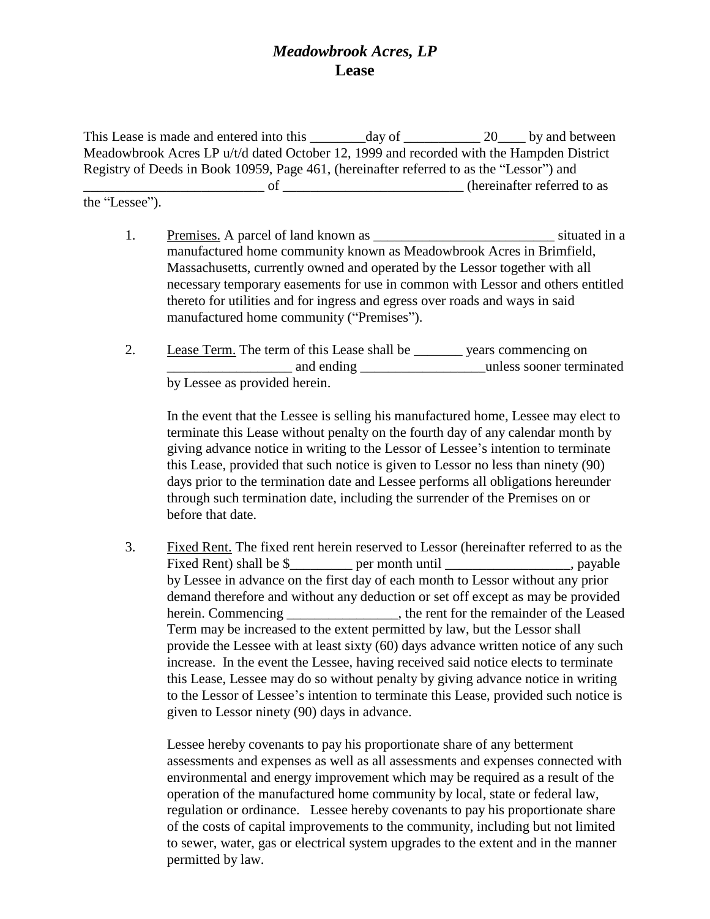# *Meadowbrook Acres, LP*
# **Lease**

This Lease is made and entered into this ________day of ___________ 20____ by and between Meadowbrook Acres LP u/t/d dated October 12, 1999 and recorded with the Hampden District Registry of Deeds in Book 10959, Page 461, (hereinafter referred to as the "Lessor") and __________________________ of __________________________ (hereinafter referred to as the "Lessee").

1. Premises. A parcel of land known as __________________________ situated in a manufactured home community known as Meadowbrook Acres in Brimfield, Massachusetts, currently owned and operated by the Lessor together with all necessary temporary easements for use in common with Lessor and others entitled thereto for utilities and for ingress and egress over roads and ways in said manufactured home community ("Premises").

2. Lease Term. The term of this Lease shall be _______ years commencing on __________________ and ending __________________unless sooner terminated by Lessee as provided herein.

   In the event that the Lessee is selling his manufactured home, Lessee may elect to terminate this Lease without penalty on the fourth day of any calendar month by giving advance notice in writing to the Lessor of Lessee's intention to terminate this Lease, provided that such notice is given to Lessor no less than ninety (90) days prior to the termination date and Lessee performs all obligations hereunder through such termination date, including the surrender of the Premises on or before that date.

3. Fixed Rent. The fixed rent herein reserved to Lessor (hereinafter referred to as the Fixed Rent) shall be $_________ per month until __________________, payable by Lessee in advance on the first day of each month to Lessor without any prior demand therefore and without any deduction or set off except as may be provided herein. Commencing ________________, the rent for the remainder of the Leased Term may be increased to the extent permitted by law, but the Lessor shall provide the Lessee with at least sixty (60) days advance written notice of any such increase. In the event the Lessee, having received said notice elects to terminate this Lease, Lessee may do so without penalty by giving advance notice in writing to the Lessor of Lessee's intention to terminate this Lease, provided such notice is given to Lessor ninety (90) days in advance.

   Lessee hereby covenants to pay his proportionate share of any betterment assessments and expenses as well as all assessments and expenses connected with environmental and energy improvement which may be required as a result of the operation of the manufactured home community by local, state or federal law, regulation or ordinance. Lessee hereby covenants to pay his proportionate share of the costs of capital improvements to the community, including but not limited to sewer, water, gas or electrical system upgrades to the extent and in the manner permitted by law.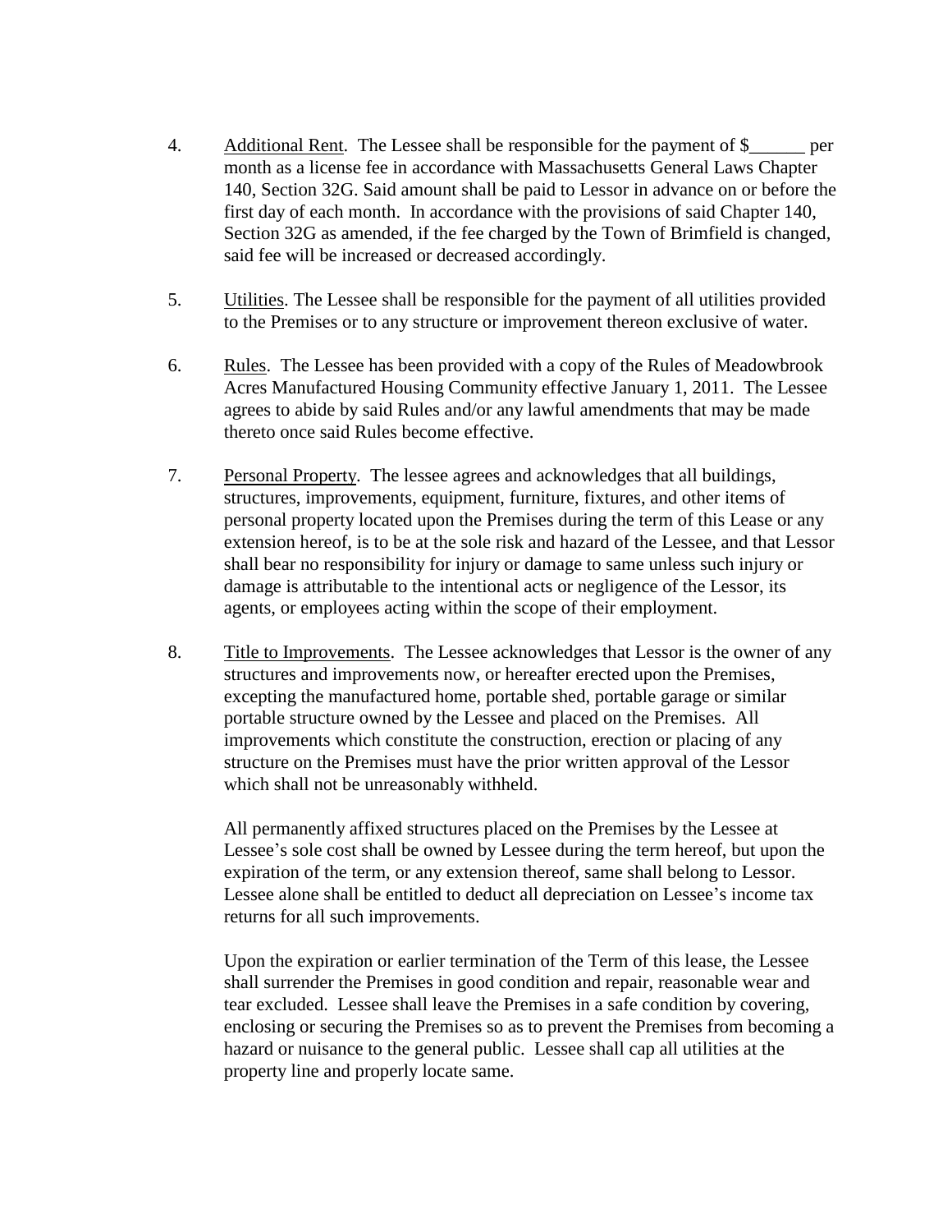4. <u>Additional Rent</u>. The Lessee shall be responsible for the payment of $______ per month as a license fee in accordance with Massachusetts General Laws Chapter 140, Section 32G. Said amount shall be paid to Lessor in advance on or before the first day of each month. In accordance with the provisions of said Chapter 140, Section 32G as amended, if the fee charged by the Town of Brimfield is changed, said fee will be increased or decreased accordingly.

5. <u>Utilities</u>. The Lessee shall be responsible for the payment of all utilities provided to the Premises or to any structure or improvement thereon exclusive of water.

6. <u>Rules</u>. The Lessee has been provided with a copy of the Rules of Meadowbrook Acres Manufactured Housing Community effective January 1, 2011. The Lessee agrees to abide by said Rules and/or any lawful amendments that may be made thereto once said Rules become effective.

7. <u>Personal Property</u>. The lessee agrees and acknowledges that all buildings, structures, improvements, equipment, furniture, fixtures, and other items of personal property located upon the Premises during the term of this Lease or any extension hereof, is to be at the sole risk and hazard of the Lessee, and that Lessor shall bear no responsibility for injury or damage to same unless such injury or damage is attributable to the intentional acts or negligence of the Lessor, its agents, or employees acting within the scope of their employment.

8. <u>Title to Improvements</u>. The Lessee acknowledges that Lessor is the owner of any structures and improvements now, or hereafter erected upon the Premises, excepting the manufactured home, portable shed, portable garage or similar portable structure owned by the Lessee and placed on the Premises. All improvements which constitute the construction, erection or placing of any structure on the Premises must have the prior written approval of the Lessor which shall not be unreasonably withheld.

   All permanently affixed structures placed on the Premises by the Lessee at Lessee's sole cost shall be owned by Lessee during the term hereof, but upon the expiration of the term, or any extension thereof, same shall belong to Lessor. Lessee alone shall be entitled to deduct all depreciation on Lessee's income tax returns for all such improvements.

   Upon the expiration or earlier termination of the Term of this lease, the Lessee shall surrender the Premises in good condition and repair, reasonable wear and tear excluded. Lessee shall leave the Premises in a safe condition by covering, enclosing or securing the Premises so as to prevent the Premises from becoming a hazard or nuisance to the general public. Lessee shall cap all utilities at the property line and properly locate same.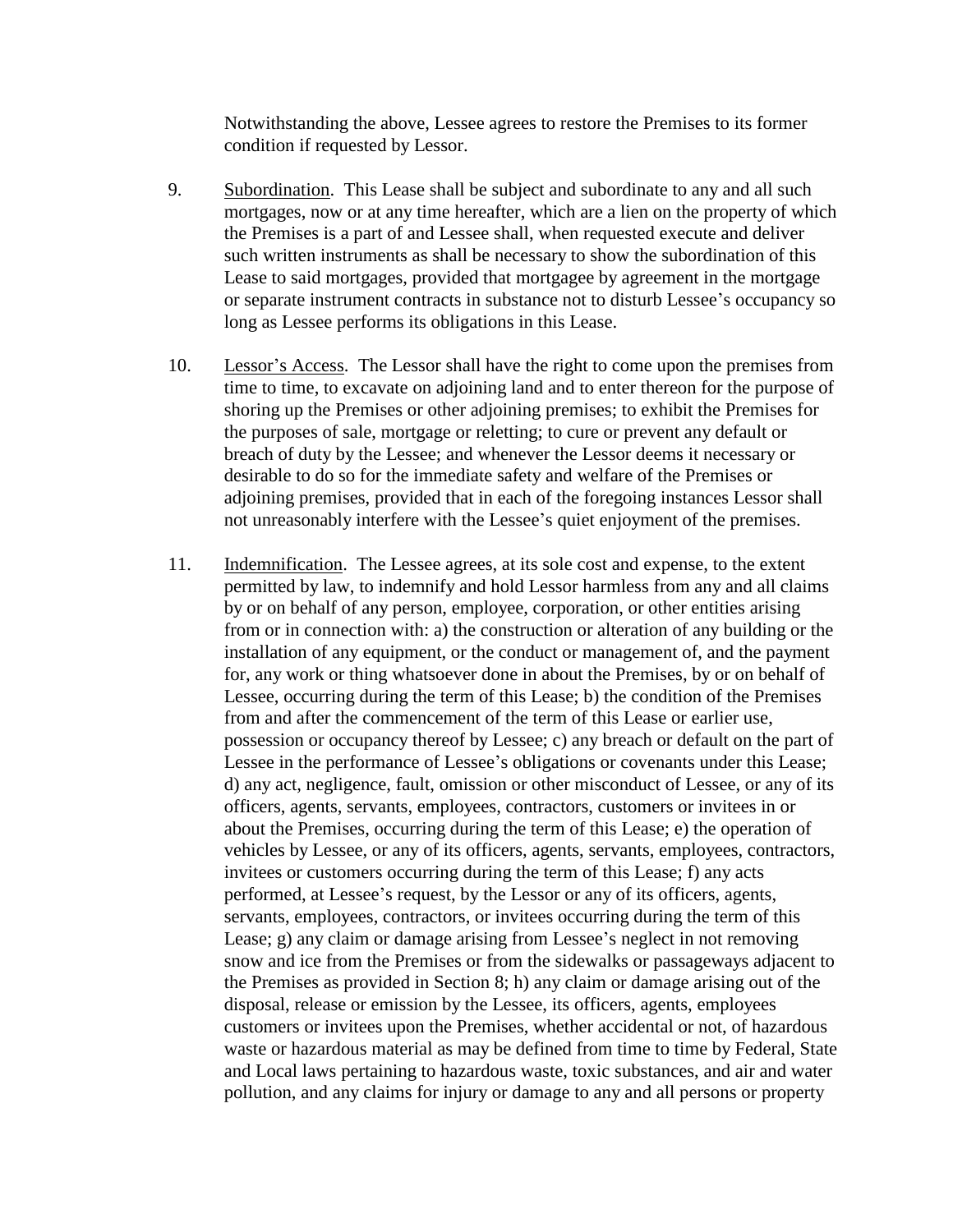Notwithstanding the above, Lessee agrees to restore the Premises to its former condition if requested by Lessor.

9. Subordination. This Lease shall be subject and subordinate to any and all such mortgages, now or at any time hereafter, which are a lien on the property of which the Premises is a part of and Lessee shall, when requested execute and deliver such written instruments as shall be necessary to show the subordination of this Lease to said mortgages, provided that mortgagee by agreement in the mortgage or separate instrument contracts in substance not to disturb Lessee's occupancy so long as Lessee performs its obligations in this Lease.

10. Lessor's Access. The Lessor shall have the right to come upon the premises from time to time, to excavate on adjoining land and to enter thereon for the purpose of shoring up the Premises or other adjoining premises; to exhibit the Premises for the purposes of sale, mortgage or reletting; to cure or prevent any default or breach of duty by the Lessee; and whenever the Lessor deems it necessary or desirable to do so for the immediate safety and welfare of the Premises or adjoining premises, provided that in each of the foregoing instances Lessor shall not unreasonably interfere with the Lessee's quiet enjoyment of the premises.

11. Indemnification. The Lessee agrees, at its sole cost and expense, to the extent permitted by law, to indemnify and hold Lessor harmless from any and all claims by or on behalf of any person, employee, corporation, or other entities arising from or in connection with: a) the construction or alteration of any building or the installation of any equipment, or the conduct or management of, and the payment for, any work or thing whatsoever done in about the Premises, by or on behalf of Lessee, occurring during the term of this Lease; b) the condition of the Premises from and after the commencement of the term of this Lease or earlier use, possession or occupancy thereof by Lessee; c) any breach or default on the part of Lessee in the performance of Lessee's obligations or covenants under this Lease; d) any act, negligence, fault, omission or other misconduct of Lessee, or any of its officers, agents, servants, employees, contractors, customers or invitees in or about the Premises, occurring during the term of this Lease; e) the operation of vehicles by Lessee, or any of its officers, agents, servants, employees, contractors, invitees or customers occurring during the term of this Lease; f) any acts performed, at Lessee's request, by the Lessor or any of its officers, agents, servants, employees, contractors, or invitees occurring during the term of this Lease; g) any claim or damage arising from Lessee's neglect in not removing snow and ice from the Premises or from the sidewalks or passageways adjacent to the Premises as provided in Section 8; h) any claim or damage arising out of the disposal, release or emission by the Lessee, its officers, agents, employees customers or invitees upon the Premises, whether accidental or not, of hazardous waste or hazardous material as may be defined from time to time by Federal, State and Local laws pertaining to hazardous waste, toxic substances, and air and water pollution, and any claims for injury or damage to any and all persons or property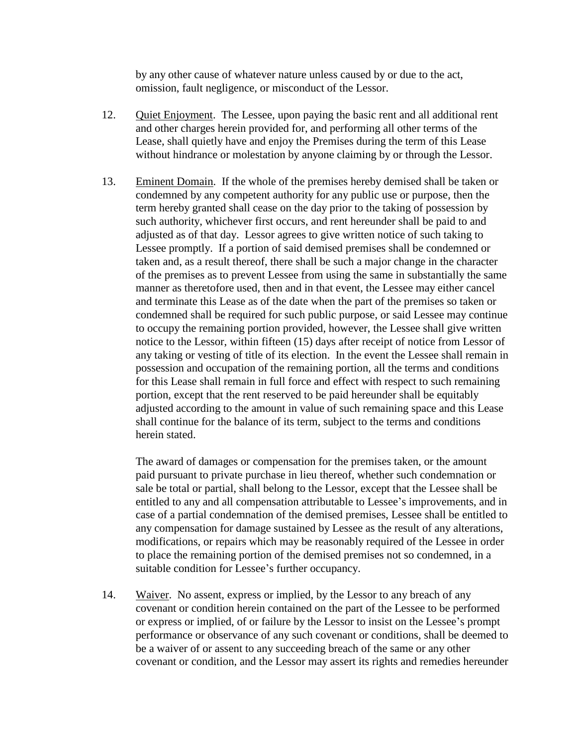by any other cause of whatever nature unless caused by or due to the act, omission, fault negligence, or misconduct of the Lessor.

12. Quiet Enjoyment. The Lessee, upon paying the basic rent and all additional rent and other charges herein provided for, and performing all other terms of the Lease, shall quietly have and enjoy the Premises during the term of this Lease without hindrance or molestation by anyone claiming by or through the Lessor.

13. Eminent Domain. If the whole of the premises hereby demised shall be taken or condemned by any competent authority for any public use or purpose, then the term hereby granted shall cease on the day prior to the taking of possession by such authority, whichever first occurs, and rent hereunder shall be paid to and adjusted as of that day. Lessor agrees to give written notice of such taking to Lessee promptly. If a portion of said demised premises shall be condemned or taken and, as a result thereof, there shall be such a major change in the character of the premises as to prevent Lessee from using the same in substantially the same manner as theretofore used, then and in that event, the Lessee may either cancel and terminate this Lease as of the date when the part of the premises so taken or condemned shall be required for such public purpose, or said Lessee may continue to occupy the remaining portion provided, however, the Lessee shall give written notice to the Lessor, within fifteen (15) days after receipt of notice from Lessor of any taking or vesting of title of its election. In the event the Lessee shall remain in possession and occupation of the remaining portion, all the terms and conditions for this Lease shall remain in full force and effect with respect to such remaining portion, except that the rent reserved to be paid hereunder shall be equitably adjusted according to the amount in value of such remaining space and this Lease shall continue for the balance of its term, subject to the terms and conditions herein stated.

    The award of damages or compensation for the premises taken, or the amount paid pursuant to private purchase in lieu thereof, whether such condemnation or sale be total or partial, shall belong to the Lessor, except that the Lessee shall be entitled to any and all compensation attributable to Lessee's improvements, and in case of a partial condemnation of the demised premises, Lessee shall be entitled to any compensation for damage sustained by Lessee as the result of any alterations, modifications, or repairs which may be reasonably required of the Lessee in order to place the remaining portion of the demised premises not so condemned, in a suitable condition for Lessee's further occupancy.

14. Waiver. No assent, express or implied, by the Lessor to any breach of any covenant or condition herein contained on the part of the Lessee to be performed or express or implied, of or failure by the Lessor to insist on the Lessee's prompt performance or observance of any such covenant or conditions, shall be deemed to be a waiver of or assent to any succeeding breach of the same or any other covenant or condition, and the Lessor may assert its rights and remedies hereunder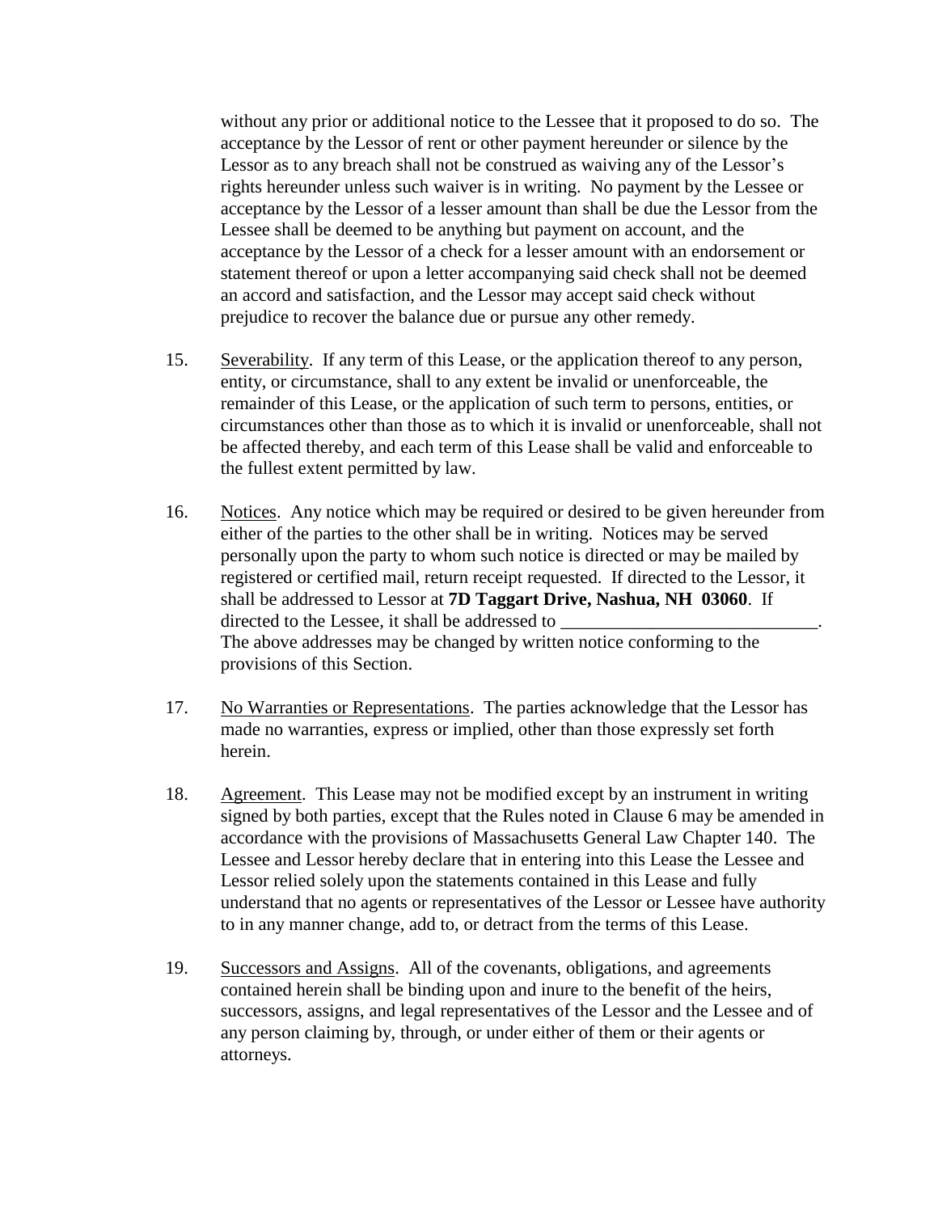without any prior or additional notice to the Lessee that it proposed to do so. The acceptance by the Lessor of rent or other payment hereunder or silence by the Lessor as to any breach shall not be construed as waiving any of the Lessor's rights hereunder unless such waiver is in writing. No payment by the Lessee or acceptance by the Lessor of a lesser amount than shall be due the Lessor from the Lessee shall be deemed to be anything but payment on account, and the acceptance by the Lessor of a check for a lesser amount with an endorsement or statement thereof or upon a letter accompanying said check shall not be deemed an accord and satisfaction, and the Lessor may accept said check without prejudice to recover the balance due or pursue any other remedy.

15. Severability. If any term of this Lease, or the application thereof to any person, entity, or circumstance, shall to any extent be invalid or unenforceable, the remainder of this Lease, or the application of such term to persons, entities, or circumstances other than those as to which it is invalid or unenforceable, shall not be affected thereby, and each term of this Lease shall be valid and enforceable to the fullest extent permitted by law.

16. Notices. Any notice which may be required or desired to be given hereunder from either of the parties to the other shall be in writing. Notices may be served personally upon the party to whom such notice is directed or may be mailed by registered or certified mail, return receipt requested. If directed to the Lessor, it shall be addressed to Lessor at **7D Taggart Drive, Nashua, NH 03060**. If directed to the Lessee, it shall be addressed to ____________________________. The above addresses may be changed by written notice conforming to the provisions of this Section.

17. No Warranties or Representations. The parties acknowledge that the Lessor has made no warranties, express or implied, other than those expressly set forth herein.

18. Agreement. This Lease may not be modified except by an instrument in writing signed by both parties, except that the Rules noted in Clause 6 may be amended in accordance with the provisions of Massachusetts General Law Chapter 140. The Lessee and Lessor hereby declare that in entering into this Lease the Lessee and Lessor relied solely upon the statements contained in this Lease and fully understand that no agents or representatives of the Lessor or Lessee have authority to in any manner change, add to, or detract from the terms of this Lease.

19. Successors and Assigns. All of the covenants, obligations, and agreements contained herein shall be binding upon and inure to the benefit of the heirs, successors, assigns, and legal representatives of the Lessor and the Lessee and of any person claiming by, through, or under either of them or their agents or attorneys.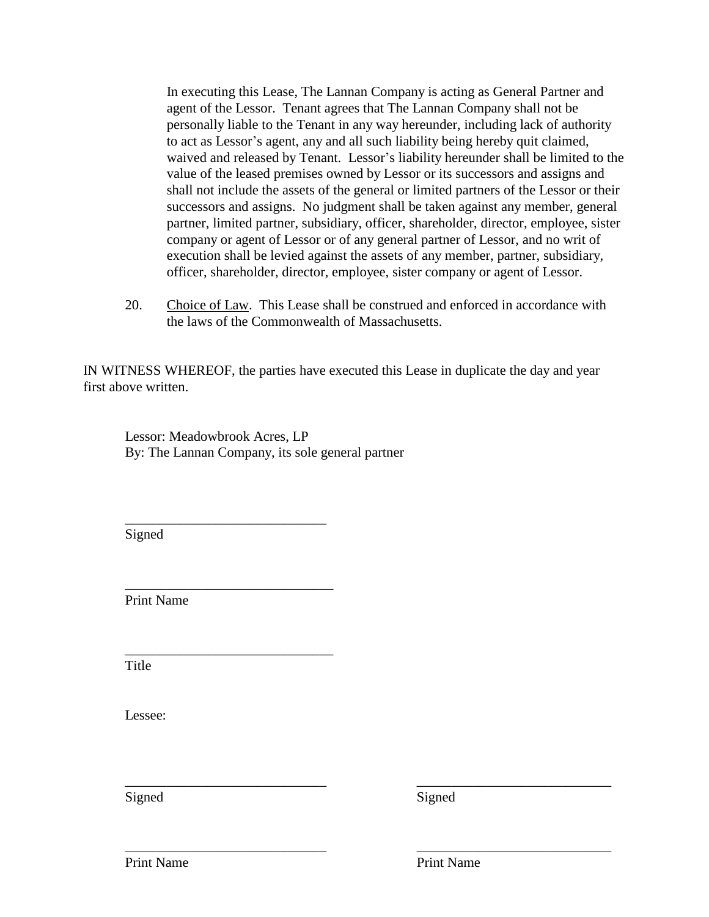In executing this Lease, The Lannan Company is acting as General Partner and agent of the Lessor. Tenant agrees that The Lannan Company shall not be personally liable to the Tenant in any way hereunder, including lack of authority to act as Lessor's agent, any and all such liability being hereby quit claimed, waived and released by Tenant. Lessor's liability hereunder shall be limited to the value of the leased premises owned by Lessor or its successors and assigns and shall not include the assets of the general or limited partners of the Lessor or their successors and assigns. No judgment shall be taken against any member, general partner, limited partner, subsidiary, officer, shareholder, director, employee, sister company or agent of Lessor or of any general partner of Lessor, and no writ of execution shall be levied against the assets of any member, partner, subsidiary, officer, shareholder, director, employee, sister company or agent of Lessor.

20. Choice of Law. This Lease shall be construed and enforced in accordance with the laws of the Commonwealth of Massachusetts.

IN WITNESS WHEREOF, the parties have executed this Lease in duplicate the day and year first above written.

Lessor: Meadowbrook Acres, LP
By: The Lannan Company, its sole general partner

______________________________
Signed

______________________________
Print Name

______________________________
Title

Lessee:

______________________________
Signed

______________________________
Print Name

______________________________
Signed

______________________________
Print Name